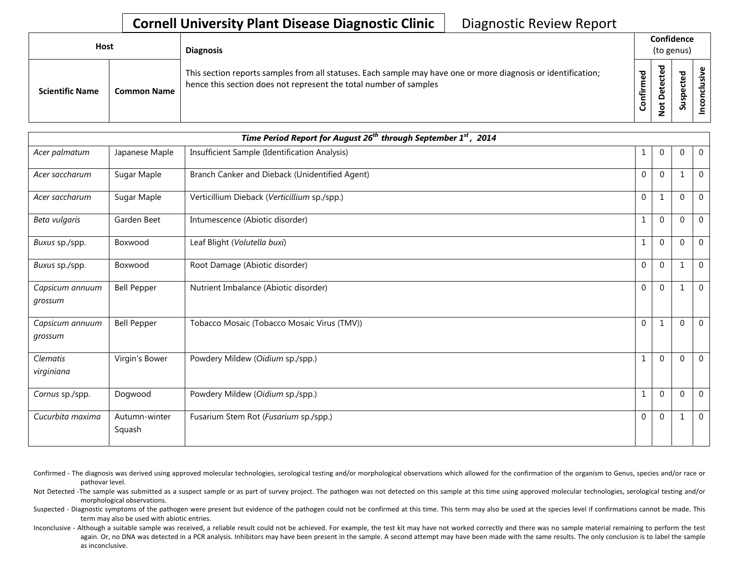# Cornell University Plant Disease Diagnostic Clinic

Diagnostic Review Report

| Host | | Diagnosis | Confidence (to genus) | | | |
|---|---|---|---|---|---|---|
| Scientific Name | Common Name | This section reports samples from all statuses. Each sample may have one or more diagnosis or identification; hence this section does not represent the total number of samples | Confirmed | Not Detected | Suspected | Inconclusive |
| ***Time Period Report for August 26th through September 1st , 2014*** | | | | | | |
| *Acer palmatum* | Japanese Maple | Insufficient Sample (Identification Analysis) | 1 | 0 | 0 | 0 |
| *Acer saccharum* | Sugar Maple | Branch Canker and Dieback (Unidentified Agent) | 0 | 0 | 1 | 0 |
| *Acer saccharum* | Sugar Maple | Verticillium Dieback (*Verticillium* sp./spp.) | 0 | 1 | 0 | 0 |
| *Beta vulgaris* | Garden Beet | Intumescence (Abiotic disorder) | 1 | 0 | 0 | 0 |
| *Buxus* sp./spp. | Boxwood | Leaf Blight (*Volutella buxi*) | 1 | 0 | 0 | 0 |
| *Buxus* sp./spp. | Boxwood | Root Damage (Abiotic disorder) | 0 | 0 | 1 | 0 |
| *Capsicum annuum grossum* | Bell Pepper | Nutrient Imbalance (Abiotic disorder) | 0 | 0 | 1 | 0 |
| *Capsicum annuum grossum* | Bell Pepper | Tobacco Mosaic (Tobacco Mosaic Virus (TMV)) | 0 | 1 | 0 | 0 |
| *Clematis virginiana* | Virgin's Bower | Powdery Mildew (*Oidium* sp./spp.) | 1 | 0 | 0 | 0 |
| *Cornus* sp./spp. | Dogwood | Powdery Mildew (*Oidium* sp./spp.) | 1 | 0 | 0 | 0 |
| *Cucurbita maxima* | Autumn-winter Squash | Fusarium Stem Rot (*Fusarium* sp./spp.) | 0 | 0 | 1 | 0 |

Confirmed - The diagnosis was derived using approved molecular technologies, serological testing and/or morphological observations which allowed for the confirmation of the organism to Genus, species and/or race or pathovar level.

Not Detected -The sample was submitted as a suspect sample or as part of survey project. The pathogen was not detected on this sample at this time using approved molecular technologies, serological testing and/or morphological observations.

Suspected - Diagnostic symptoms of the pathogen were present but evidence of the pathogen could not be confirmed at this time. This term may also be used at the species level if confirmations cannot be made. This term may also be used with abiotic entries.

Inconclusive - Although a suitable sample was received, a reliable result could not be achieved. For example, the test kit may have not worked correctly and there was no sample material remaining to perform the test again. Or, no DNA was detected in a PCR analysis. Inhibitors may have been present in the sample. A second attempt may have been made with the same results. The only conclusion is to label the sample as inconclusive.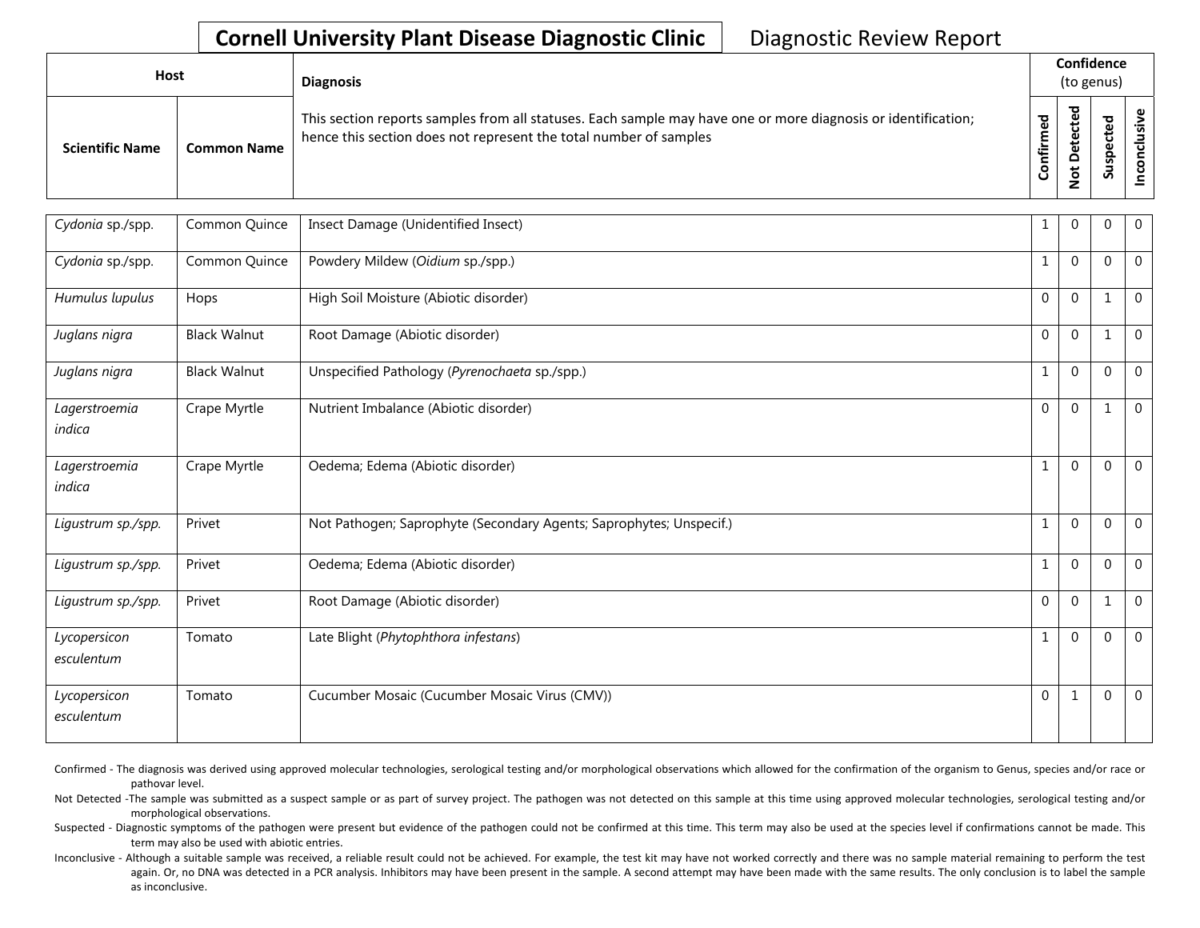# Cornell University Plant Disease Diagnostic Clinic

Diagnostic Review Report

| Host | | Diagnosis | Confidence (to genus) | | | |
|---|---|---|---|---|---|---|
| Scientific Name | Common Name | This section reports samples from all statuses. Each sample may have one or more diagnosis or identification; hence this section does not represent the total number of samples | Confirmed | Not Detected | Suspected | Inconclusive |
| *Cydonia* sp./spp. | Common Quince | Insect Damage (Unidentified Insect) | 1 | 0 | 0 | 0 |
| *Cydonia* sp./spp. | Common Quince | Powdery Mildew (*Oidium* sp./spp.) | 1 | 0 | 0 | 0 |
| *Humulus lupulus* | Hops | High Soil Moisture (Abiotic disorder) | 0 | 0 | 1 | 0 |
| *Juglans nigra* | Black Walnut | Root Damage (Abiotic disorder) | 0 | 0 | 1 | 0 |
| *Juglans nigra* | Black Walnut | Unspecified Pathology (*Pyrenochaeta* sp./spp.) | 1 | 0 | 0 | 0 |
| *Lagerstroemia indica* | Crape Myrtle | Nutrient Imbalance (Abiotic disorder) | 0 | 0 | 1 | 0 |
| *Lagerstroemia indica* | Crape Myrtle | Oedema; Edema (Abiotic disorder) | 1 | 0 | 0 | 0 |
| *Ligustrum sp./spp.* | Privet | Not Pathogen; Saprophyte (Secondary Agents; Saprophytes; Unspecif.) | 1 | 0 | 0 | 0 |
| *Ligustrum sp./spp.* | Privet | Oedema; Edema (Abiotic disorder) | 1 | 0 | 0 | 0 |
| *Ligustrum sp./spp.* | Privet | Root Damage (Abiotic disorder) | 0 | 0 | 1 | 0 |
| *Lycopersicon esculentum* | Tomato | Late Blight (*Phytophthora infestans*) | 1 | 0 | 0 | 0 |
| *Lycopersicon esculentum* | Tomato | Cucumber Mosaic (Cucumber Mosaic Virus (CMV)) | 0 | 1 | 0 | 0 |

Confirmed - The diagnosis was derived using approved molecular technologies, serological testing and/or morphological observations which allowed for the confirmation of the organism to Genus, species and/or race or pathovar level.

Not Detected -The sample was submitted as a suspect sample or as part of survey project. The pathogen was not detected on this sample at this time using approved molecular technologies, serological testing and/or morphological observations.

Suspected - Diagnostic symptoms of the pathogen were present but evidence of the pathogen could not be confirmed at this time. This term may also be used at the species level if confirmations cannot be made. This term may also be used with abiotic entries.

Inconclusive - Although a suitable sample was received, a reliable result could not be achieved. For example, the test kit may have not worked correctly and there was no sample material remaining to perform the test again. Or, no DNA was detected in a PCR analysis. Inhibitors may have been present in the sample. A second attempt may have been made with the same results. The only conclusion is to label the sample as inconclusive.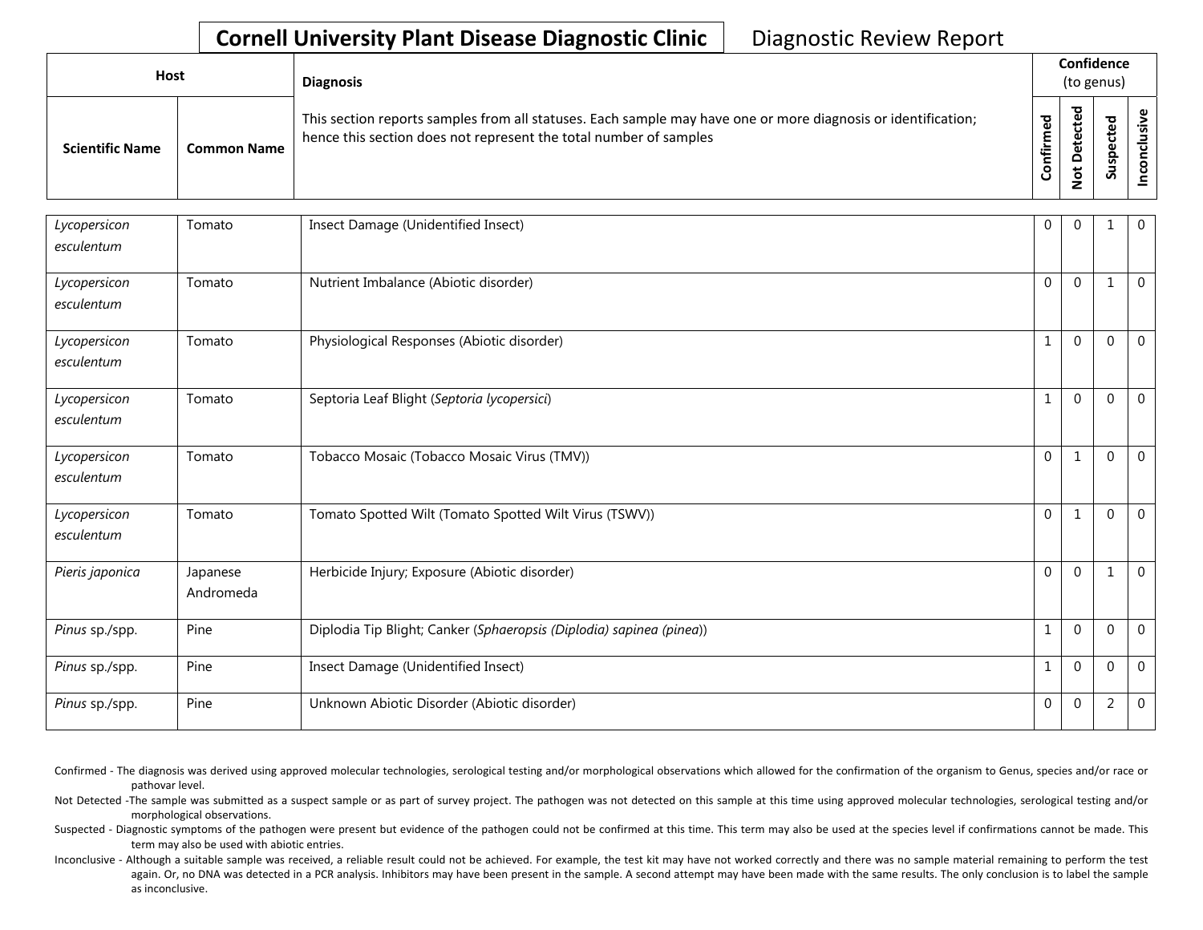**Cornell University Plant Disease Diagnostic Clinic** Diagnostic Review Report

| Host | | Diagnosis | Confidence (to genus) | | | |
|---|---|---|---|---|---|---|
| Scientific Name | Common Name | This section reports samples from all statuses. Each sample may have one or more diagnosis or identification; hence this section does not represent the total number of samples | Confirmed | Not Detected | Suspected | Inconclusive |
| *Lycopersicon esculentum* | Tomato | Insect Damage (Unidentified Insect) | 0 | 0 | 1 | 0 |
| *Lycopersicon esculentum* | Tomato | Nutrient Imbalance (Abiotic disorder) | 0 | 0 | 1 | 0 |
| *Lycopersicon esculentum* | Tomato | Physiological Responses (Abiotic disorder) | 1 | 0 | 0 | 0 |
| *Lycopersicon esculentum* | Tomato | Septoria Leaf Blight (*Septoria lycopersici*) | 1 | 0 | 0 | 0 |
| *Lycopersicon esculentum* | Tomato | Tobacco Mosaic (Tobacco Mosaic Virus (TMV)) | 0 | 1 | 0 | 0 |
| *Lycopersicon esculentum* | Tomato | Tomato Spotted Wilt (Tomato Spotted Wilt Virus (TSWV)) | 0 | 1 | 0 | 0 |
| *Pieris japonica* | Japanese Andromeda | Herbicide Injury; Exposure (Abiotic disorder) | 0 | 0 | 1 | 0 |
| *Pinus* sp./spp. | Pine | Diplodia Tip Blight; Canker (*Sphaeropsis (Diplodia) sapinea (pinea)*) | 1 | 0 | 0 | 0 |
| *Pinus* sp./spp. | Pine | Insect Damage (Unidentified Insect) | 1 | 0 | 0 | 0 |
| *Pinus* sp./spp. | Pine | Unknown Abiotic Disorder (Abiotic disorder) | 0 | 0 | 2 | 0 |

Confirmed - The diagnosis was derived using approved molecular technologies, serological testing and/or morphological observations which allowed for the confirmation of the organism to Genus, species and/or race or pathovar level.

Not Detected -The sample was submitted as a suspect sample or as part of survey project. The pathogen was not detected on this sample at this time using approved molecular technologies, serological testing and/or morphological observations.

Suspected - Diagnostic symptoms of the pathogen were present but evidence of the pathogen could not be confirmed at this time. This term may also be used at the species level if confirmations cannot be made. This term may also be used with abiotic entries.

Inconclusive - Although a suitable sample was received, a reliable result could not be achieved. For example, the test kit may have not worked correctly and there was no sample material remaining to perform the test again. Or, no DNA was detected in a PCR analysis. Inhibitors may have been present in the sample. A second attempt may have been made with the same results. The only conclusion is to label the sample as inconclusive.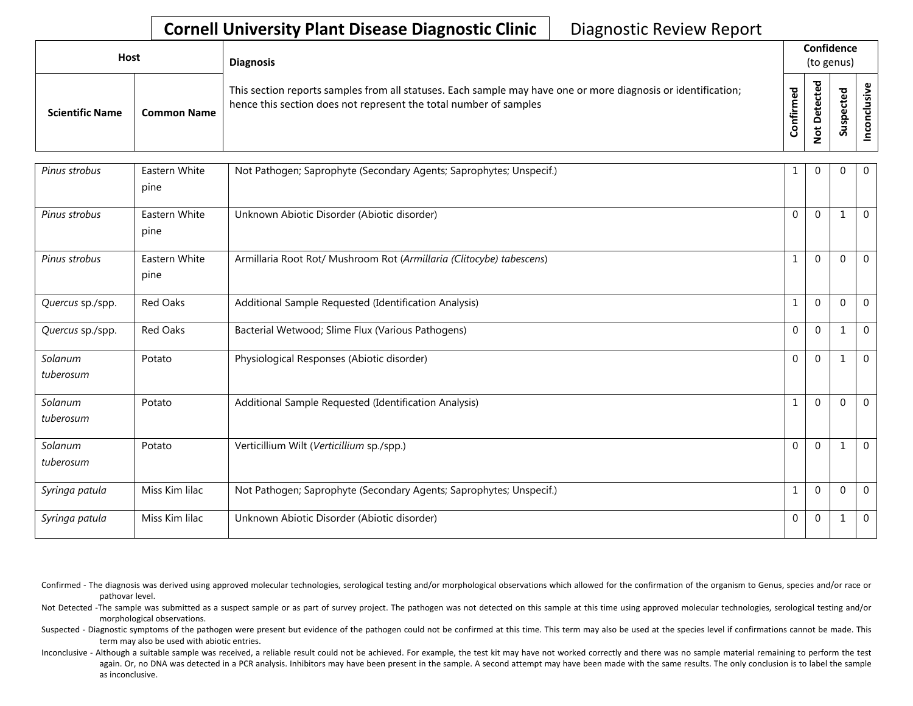# Cornell University Plant Disease Diagnostic Clinic

Diagnostic Review Report

| Host | | Diagnosis | Confidence (to genus) | | | |
|---|---|---|---|---|---|---|
| Scientific Name | Common Name | This section reports samples from all statuses. Each sample may have one or more diagnosis or identification; hence this section does not represent the total number of samples | Confirmed | Not Detected | Suspected | Inconclusive |
| *Pinus strobus* | Eastern White pine | Not Pathogen; Saprophyte (Secondary Agents; Saprophytes; Unspecif.) | 1 | 0 | 0 | 0 |
| *Pinus strobus* | Eastern White pine | Unknown Abiotic Disorder (Abiotic disorder) | 0 | 0 | 1 | 0 |
| *Pinus strobus* | Eastern White pine | Armillaria Root Rot/ Mushroom Rot (*Armillaria (Clitocybe) tabescens*) | 1 | 0 | 0 | 0 |
| *Quercus* sp./spp. | Red Oaks | Additional Sample Requested (Identification Analysis) | 1 | 0 | 0 | 0 |
| *Quercus* sp./spp. | Red Oaks | Bacterial Wetwood; Slime Flux (Various Pathogens) | 0 | 0 | 1 | 0 |
| *Solanum tuberosum* | Potato | Physiological Responses (Abiotic disorder) | 0 | 0 | 1 | 0 |
| *Solanum tuberosum* | Potato | Additional Sample Requested (Identification Analysis) | 1 | 0 | 0 | 0 |
| *Solanum tuberosum* | Potato | Verticillium Wilt (*Verticillium* sp./spp.) | 0 | 0 | 1 | 0 |
| *Syringa patula* | Miss Kim lilac | Not Pathogen; Saprophyte (Secondary Agents; Saprophytes; Unspecif.) | 1 | 0 | 0 | 0 |
| *Syringa patula* | Miss Kim lilac | Unknown Abiotic Disorder (Abiotic disorder) | 0 | 0 | 1 | 0 |

Confirmed - The diagnosis was derived using approved molecular technologies, serological testing and/or morphological observations which allowed for the confirmation of the organism to Genus, species and/or race or pathovar level.

Not Detected -The sample was submitted as a suspect sample or as part of survey project. The pathogen was not detected on this sample at this time using approved molecular technologies, serological testing and/or morphological observations.

Suspected - Diagnostic symptoms of the pathogen were present but evidence of the pathogen could not be confirmed at this time. This term may also be used at the species level if confirmations cannot be made. This term may also be used with abiotic entries.

Inconclusive - Although a suitable sample was received, a reliable result could not be achieved. For example, the test kit may have not worked correctly and there was no sample material remaining to perform the test again. Or, no DNA was detected in a PCR analysis. Inhibitors may have been present in the sample. A second attempt may have been made with the same results. The only conclusion is to label the sample as inconclusive.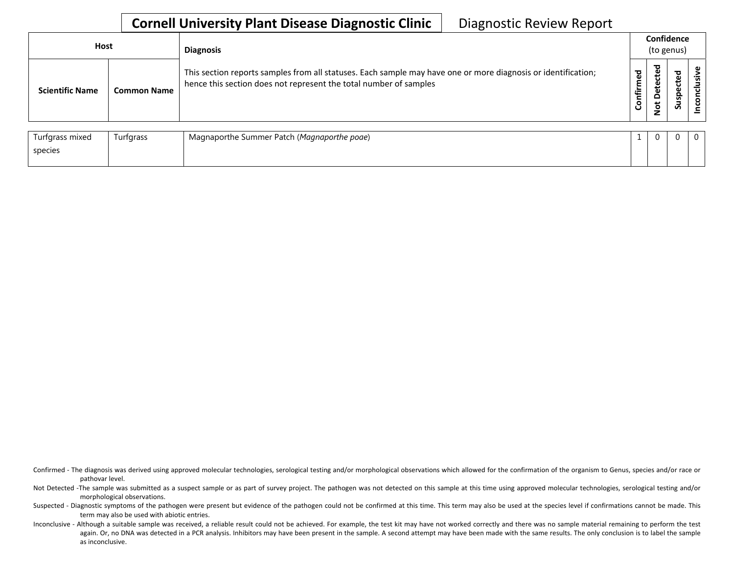**Cornell University Plant Disease Diagnostic Clinic** Diagnostic Review Report

| Host | | Diagnosis | Confidence (to genus) | | | |
|---|---|---|---|---|---|---|
| **Scientific Name** | **Common Name** | This section reports samples from all statuses. Each sample may have one or more diagnosis or identification; hence this section does not represent the total number of samples | **Confirmed** | **Not Detected** | **Suspected** | **Inconclusive** |
| Turfgrass mixed species | Turfgrass | Magnaporthe Summer Patch (*Magnaporthe poae*) | 1 | 0 | 0 | 0 |

Confirmed - The diagnosis was derived using approved molecular technologies, serological testing and/or morphological observations which allowed for the confirmation of the organism to Genus, species and/or race or pathovar level.

Not Detected -The sample was submitted as a suspect sample or as part of survey project. The pathogen was not detected on this sample at this time using approved molecular technologies, serological testing and/or morphological observations.

Suspected - Diagnostic symptoms of the pathogen were present but evidence of the pathogen could not be confirmed at this time. This term may also be used at the species level if confirmations cannot be made. This term may also be used with abiotic entries.

Inconclusive - Although a suitable sample was received, a reliable result could not be achieved. For example, the test kit may have not worked correctly and there was no sample material remaining to perform the test again. Or, no DNA was detected in a PCR analysis. Inhibitors may have been present in the sample. A second attempt may have been made with the same results. The only conclusion is to label the sample as inconclusive.